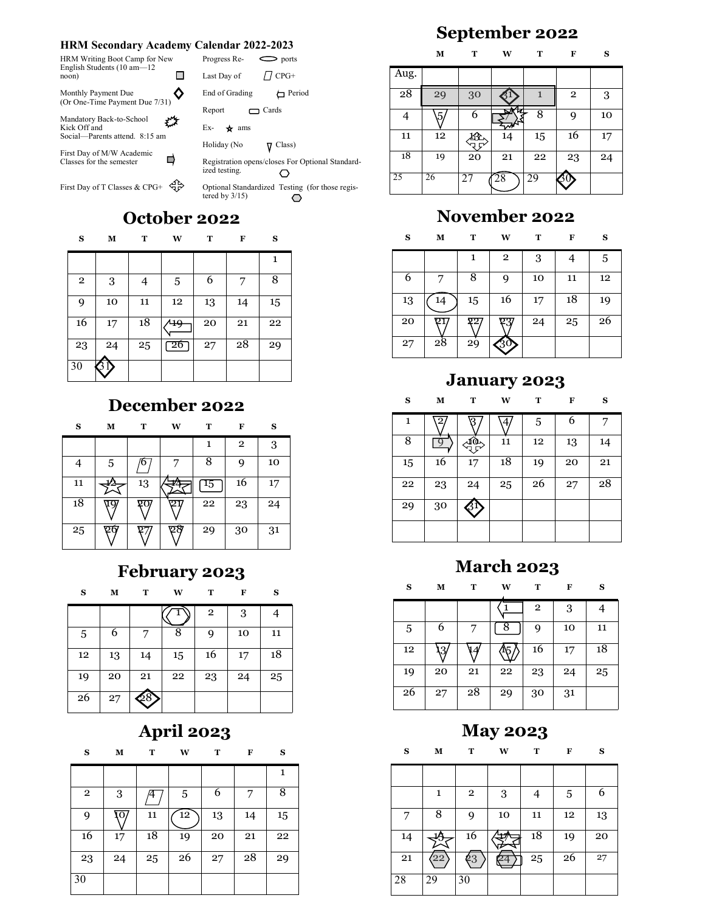## HRM Secondary Academy Calendar 2022-2023

- HRM Writing Boot Camp for New English Students (10 am—12 noon) □
- Monthly Payment Due (Or One-Time Payment Due 7/31) ◇
- Mandatory Back-to-School Kick Off and Social—Parents attend. 8:15 am
- First Day of M/W Academic Classes for the semester
- First Day of T Classes & CPG+
- Progress Reports
- Last Day of CPG+
- End of Grading Period
- Report Cards
- Exams ☆
- Holiday (No Class) ▽
- Registration opens/closes For Optional Standardized testing. ⬡
- Optional Standardized Testing (for those registered by 3/15) ⬡

# September 2022

| | M | T | W | T | F | S |
|---|---|---|---|---|---|---|
| Aug. | | | | | | |
| 28 | 29 | 30 | 31 | 1 | 2 | 3 |
| 4 | 5 | 6 | 7 | 8 | 9 | 10 |
| 11 | 12 | 13 | 14 | 15 | 16 | 17 |
| 18 | 19 | 20 | 21 | 22 | 23 | 24 |
| 25 | 26 | 27 | 28 | 29 | 30 | |

# October 2022

| S | M | T | W | T | F | S |
|---|---|---|---|---|---|---|
| | | | | | | 1 |
| 2 | 3 | 4 | 5 | 6 | 7 | 8 |
| 9 | 10 | 11 | 12 | 13 | 14 | 15 |
| 16 | 17 | 18 | 19 | 20 | 21 | 22 |
| 23 | 24 | 25 | 26 | 27 | 28 | 29 |
| 30 | 31 | | | | | |

# November 2022

| S | M | T | W | T | F | S |
|---|---|---|---|---|---|---|
| | | 1 | 2 | 3 | 4 | 5 |
| 6 | 7 | 8 | 9 | 10 | 11 | 12 |
| 13 | 14 | 15 | 16 | 17 | 18 | 19 |
| 20 | 21 | 22 | 23 | 24 | 25 | 26 |
| 27 | 28 | 29 | 30 | | | |

# December 2022

| S | M | T | W | T | F | S |
|---|---|---|---|---|---|---|
| | | | | 1 | 2 | 3 |
| 4 | 5 | 6 | 7 | 8 | 9 | 10 |
| 11 | 12 | 13 | 14 | 15 | 16 | 17 |
| 18 | 19 | 20 | 21 | 22 | 23 | 24 |
| 25 | 26 | 27 | 28 | 29 | 30 | 31 |

# January 2023

| S | M | T | W | T | F | S |
|---|---|---|---|---|---|---|
| 1 | 2 | 3 | 4 | 5 | 6 | 7 |
| 8 | 9 | 10 | 11 | 12 | 13 | 14 |
| 15 | 16 | 17 | 18 | 19 | 20 | 21 |
| 22 | 23 | 24 | 25 | 26 | 27 | 28 |
| 29 | 30 | 31 | | | | |
| | | | | | | |

# February 2023

| S | M | T | W | T | F | S |
|---|---|---|---|---|---|---|
| | | | 1 | 2 | 3 | 4 |
| 5 | 6 | 7 | 8 | 9 | 10 | 11 |
| 12 | 13 | 14 | 15 | 16 | 17 | 18 |
| 19 | 20 | 21 | 22 | 23 | 24 | 25 |
| 26 | 27 | 28 | | | | |

# March 2023

| S | M | T | W | T | F | S |
|---|---|---|---|---|---|---|
| | | | 1 | 2 | 3 | 4 |
| 5 | 6 | 7 | 8 | 9 | 10 | 11 |
| 12 | 13 | 14 | 15 | 16 | 17 | 18 |
| 19 | 20 | 21 | 22 | 23 | 24 | 25 |
| 26 | 27 | 28 | 29 | 30 | 31 | |

# April 2023

| S | M | T | W | T | F | S |
|---|---|---|---|---|---|---|
| | | | | | | 1 |
| 2 | 3 | 4 | 5 | 6 | 7 | 8 |
| 9 | 10 | 11 | 12 | 13 | 14 | 15 |
| 16 | 17 | 18 | 19 | 20 | 21 | 22 |
| 23 | 24 | 25 | 26 | 27 | 28 | 29 |
| 30 | | | | | | |

# May 2023

| S | M | T | W | T | F | S |
|---|---|---|---|---|---|---|
| | | | | | | |
| | 1 | 2 | 3 | 4 | 5 | 6 |
| 7 | 8 | 9 | 10 | 11 | 12 | 13 |
| 14 | 15 | 16 | 17 | 18 | 19 | 20 |
| 21 | 22 | 23 | 24 | 25 | 26 | 27 |
| 28 | 29 | 30 | | | | |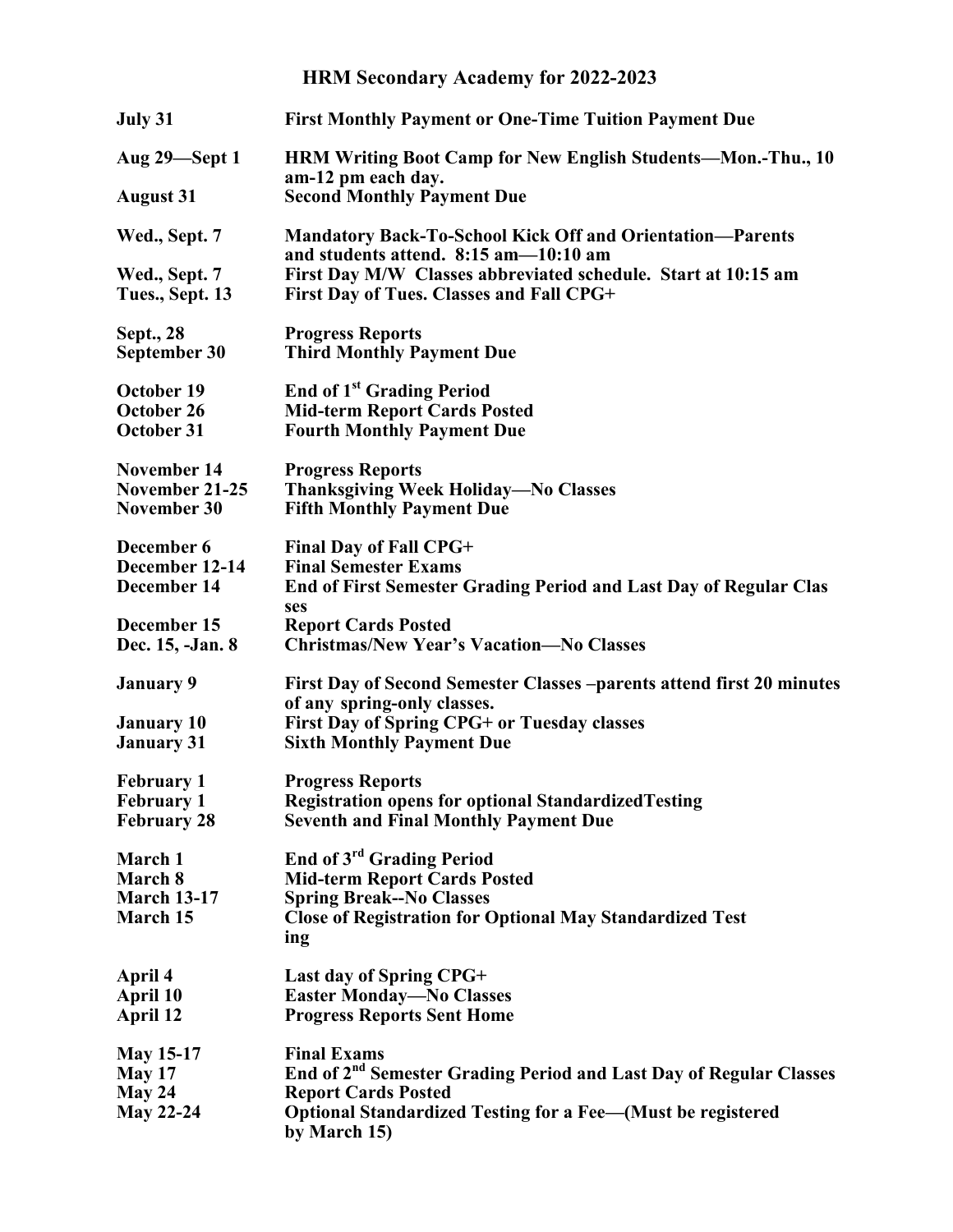# HRM Secondary Academy for 2022-2023

| | |
|---|---|
| **July 31** | **First Monthly Payment or One-Time Tuition Payment Due** |
| **Aug 29—Sept 1** | **HRM Writing Boot Camp for New English Students—Mon.-Thu., 10 am-12 pm each day.** |
| **August 31** | **Second Monthly Payment Due** |
| **Wed., Sept. 7** | **Mandatory Back-To-School Kick Off and Orientation—Parents and students attend. 8:15 am—10:10 am** |
| **Wed., Sept. 7** | **First Day M/W Classes abbreviated schedule. Start at 10:15 am** |
| **Tues., Sept. 13** | **First Day of Tues. Classes and Fall CPG+** |
| **Sept., 28** | **Progress Reports** |
| **September 30** | **Third Monthly Payment Due** |
| **October 19** | **End of 1st Grading Period** |
| **October 26** | **Mid-term Report Cards Posted** |
| **October 31** | **Fourth Monthly Payment Due** |
| **November 14** | **Progress Reports** |
| **November 21-25** | **Thanksgiving Week Holiday—No Classes** |
| **November 30** | **Fifth Monthly Payment Due** |
| **December 6** | **Final Day of Fall CPG+** |
| **December 12-14** | **Final Semester Exams** |
| **December 14** | **End of First Semester Grading Period and Last Day of Regular Classes** |
| **December 15** | **Report Cards Posted** |
| **Dec. 15, -Jan. 8** | **Christmas/New Year's Vacation—No Classes** |
| **January 9** | **First Day of Second Semester Classes –parents attend first 20 minutes of any spring-only classes.** |
| **January 10** | **First Day of Spring CPG+ or Tuesday classes** |
| **January 31** | **Sixth Monthly Payment Due** |
| **February 1** | **Progress Reports** |
| **February 1** | **Registration opens for optional StandardizedTesting** |
| **February 28** | **Seventh and Final Monthly Payment Due** |
| **March 1** | **End of 3rd Grading Period** |
| **March 8** | **Mid-term Report Cards Posted** |
| **March 13-17** | **Spring Break--No Classes** |
| **March 15** | **Close of Registration for Optional May Standardized Testing** |
| **April 4** | **Last day of Spring CPG+** |
| **April 10** | **Easter Monday—No Classes** |
| **April 12** | **Progress Reports Sent Home** |
| **May 15-17** | **Final Exams** |
| **May 17** | **End of 2nd Semester Grading Period and Last Day of Regular Classes** |
| **May 24** | **Report Cards Posted** |
| **May 22-24** | **Optional Standardized Testing for a Fee—(Must be registered by March 15)** |